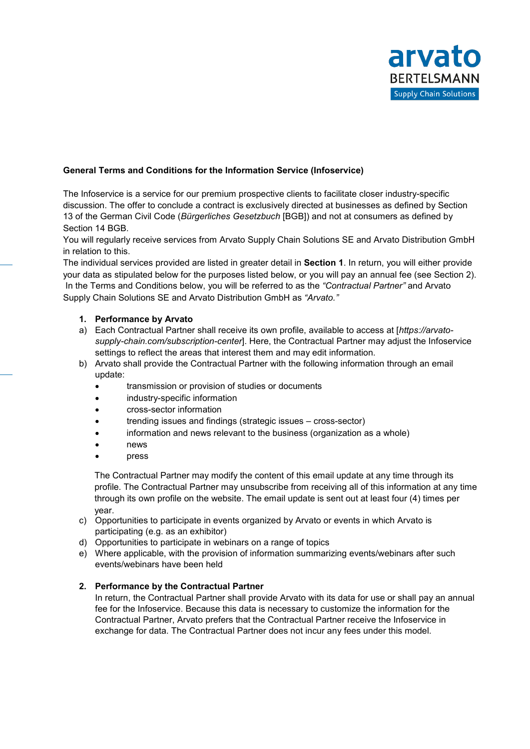**General Terms and Conditions for the Information Service (Infoservice)**

The Infoservice is a service for our premium prospective clients to facilitate closer industry-specific discussion. The offer to conclude a contract is exclusively directed at businesses as defined by Section 13 of the German Civil Code (*Bürgerliches Gesetzbuch* [BGB]) and not at consumers as defined by Section 14 BGB.
You will regularly receive services from Arvato Supply Chain Solutions SE and Arvato Distribution GmbH in relation to this.
The individual services provided are listed in greater detail in **Section 1**. In return, you will either provide your data as stipulated below for the purposes listed below, or you will pay an annual fee (see Section 2). In the Terms and Conditions below, you will be referred to as the *"Contractual Partner"* and Arvato Supply Chain Solutions SE and Arvato Distribution GmbH as *"Arvato."*

1. **Performance by Arvato**

a) Each Contractual Partner shall receive its own profile, available to access at [*https://arvato-supply-chain.com/subscription-center*]. Here, the Contractual Partner may adjust the Infoservice settings to reflect the areas that interest them and may edit information.

b) Arvato shall provide the Contractual Partner with the following information through an email update:
   - transmission or provision of studies or documents
   - industry-specific information
   - cross-sector information
   - trending issues and findings (strategic issues – cross-sector)
   - information and news relevant to the business (organization as a whole)
   - news
   - press

   The Contractual Partner may modify the content of this email update at any time through its profile. The Contractual Partner may unsubscribe from receiving all of this information at any time through its own profile on the website. The email update is sent out at least four (4) times per year.

c) Opportunities to participate in events organized by Arvato or events in which Arvato is participating (e.g. as an exhibitor)

d) Opportunities to participate in webinars on a range of topics

e) Where applicable, with the provision of information summarizing events/webinars after such events/webinars have been held

2. **Performance by the Contractual Partner**

   In return, the Contractual Partner shall provide Arvato with its data for use or shall pay an annual fee for the Infoservice. Because this data is necessary to customize the information for the Contractual Partner, Arvato prefers that the Contractual Partner receive the Infoservice in exchange for data. The Contractual Partner does not incur any fees under this model.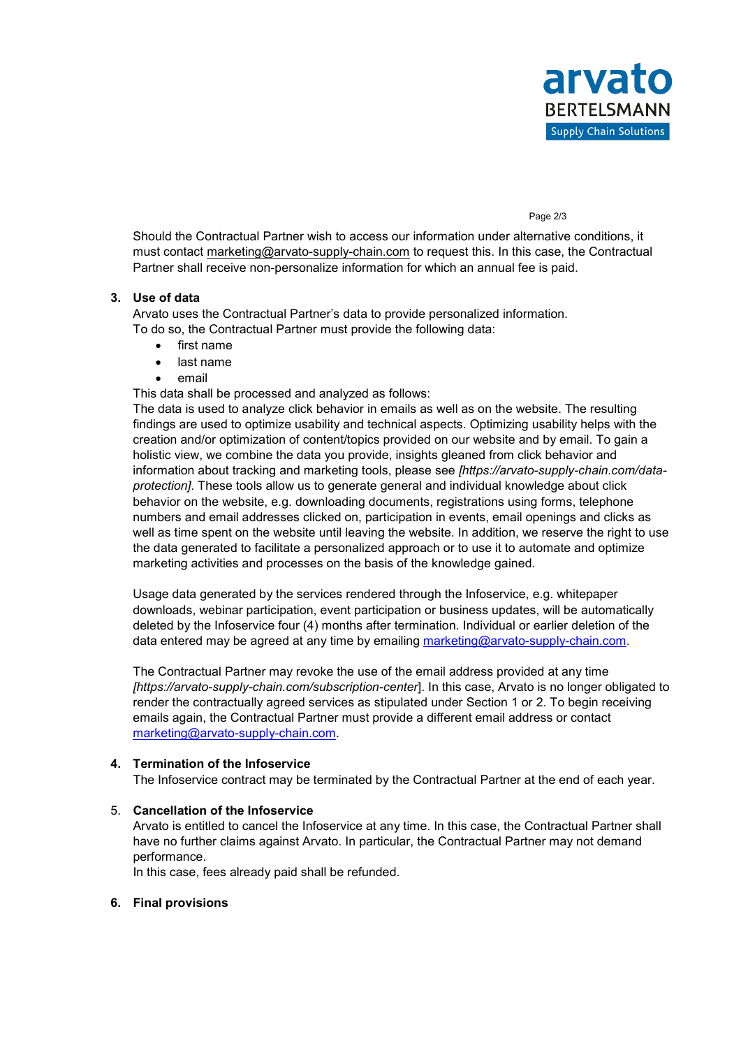Should the Contractual Partner wish to access our information under alternative conditions, it must contact marketing@arvato-supply-chain.com to request this. In this case, the Contractual Partner shall receive non-personalize information for which an annual fee is paid.

3. **Use of data**

   Arvato uses the Contractual Partner's data to provide personalized information.
   To do so, the Contractual Partner must provide the following data:

   - first name
   - last name
   - email

   This data shall be processed and analyzed as follows:
   The data is used to analyze click behavior in emails as well as on the website. The resulting findings are used to optimize usability and technical aspects. Optimizing usability helps with the creation and/or optimization of content/topics provided on our website and by email. To gain a holistic view, we combine the data you provide, insights gleaned from click behavior and information about tracking and marketing tools, please see *[https://arvato-supply-chain.com/data-protection]*. These tools allow us to generate general and individual knowledge about click behavior on the website, e.g. downloading documents, registrations using forms, telephone numbers and email addresses clicked on, participation in events, email openings and clicks as well as time spent on the website until leaving the website. In addition, we reserve the right to use the data generated to facilitate a personalized approach or to use it to automate and optimize marketing activities and processes on the basis of the knowledge gained.

   Usage data generated by the services rendered through the Infoservice, e.g. whitepaper downloads, webinar participation, event participation or business updates, will be automatically deleted by the Infoservice four (4) months after termination. Individual or earlier deletion of the data entered may be agreed at any time by emailing marketing@arvato-supply-chain.com.

   The Contractual Partner may revoke the use of the email address provided at any time *[https://arvato-supply-chain.com/subscription-center*]. In this case, Arvato is no longer obligated to render the contractually agreed services as stipulated under Section 1 or 2. To begin receiving emails again, the Contractual Partner must provide a different email address or contact marketing@arvato-supply-chain.com.

4. **Termination of the Infoservice**

   The Infoservice contract may be terminated by the Contractual Partner at the end of each year.

5. **Cancellation of the Infoservice**

   Arvato is entitled to cancel the Infoservice at any time. In this case, the Contractual Partner shall have no further claims against Arvato. In particular, the Contractual Partner may not demand performance.
   In this case, fees already paid shall be refunded.

6. **Final provisions**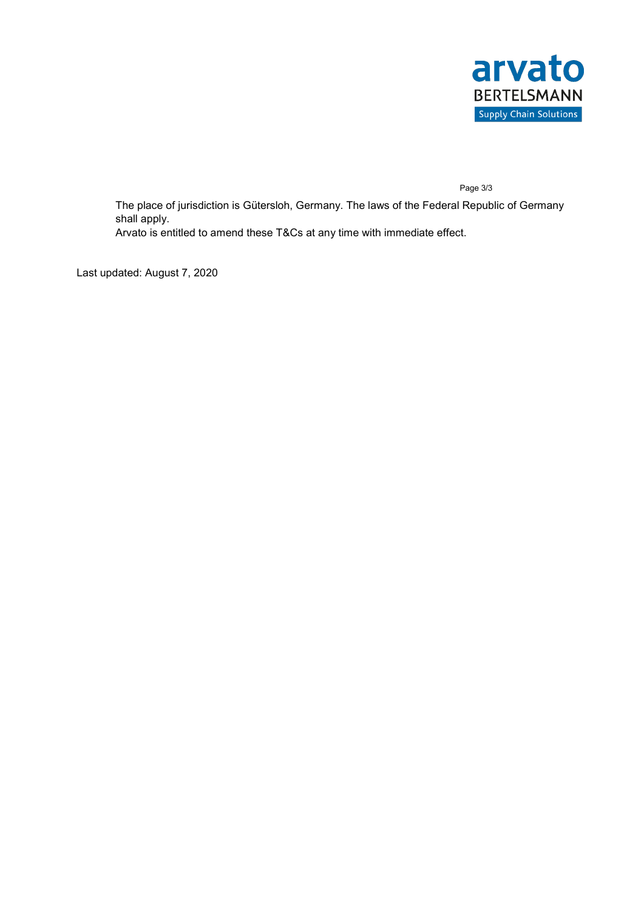The place of jurisdiction is Gütersloh, Germany. The laws of the Federal Republic of Germany shall apply.
Arvato is entitled to amend these T&Cs at any time with immediate effect.

Last updated: August 7, 2020